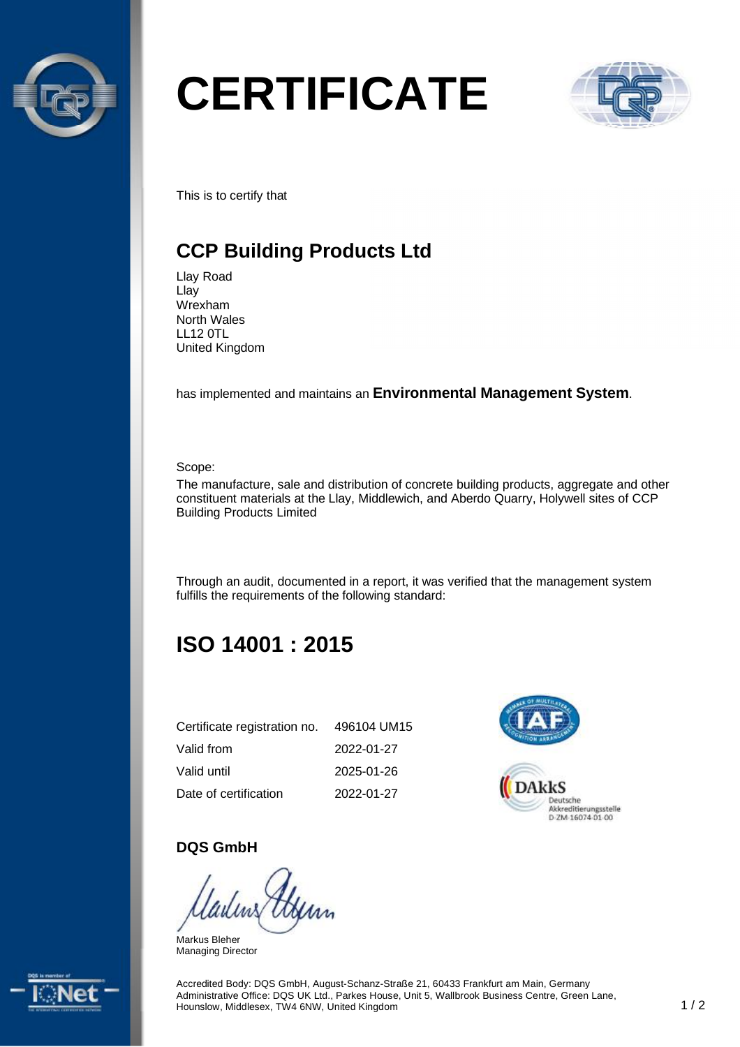# CERTIFICATE

This is to certify that

## CCP Building Products Ltd

Llay Road
Llay
Wrexham
North Wales
LL12 0TL
United Kingdom

has implemented and maintains an **Environmental Management System**.

Scope:
The manufacture, sale and distribution of concrete building products, aggregate and other constituent materials at the Llay, Middlewich, and Aberdo Quarry, Holywell sites of CCP Building Products Limited

Through an audit, documented in a report, it was verified that the management system fulfills the requirements of the following standard:

## ISO 14001 : 2015

| | |
|---|---|
| Certificate registration no. | 496104 UM15 |
| Valid from | 2022-01-27 |
| Valid until | 2025-01-26 |
| Date of certification | 2022-01-27 |

DAkkS
Deutsche Akkreditierungsstelle
D-ZM-16074-01-00

**DQS GmbH**

Markus Bleher
Managing Director

Accredited Body: DQS GmbH, August-Schanz-Straße 21, 60433 Frankfurt am Main, Germany
Administrative Office: DQS UK Ltd., Parkes House, Unit 5, Wallbrook Business Centre, Green Lane, Hounslow, Middlesex, TW4 6NW, United Kingdom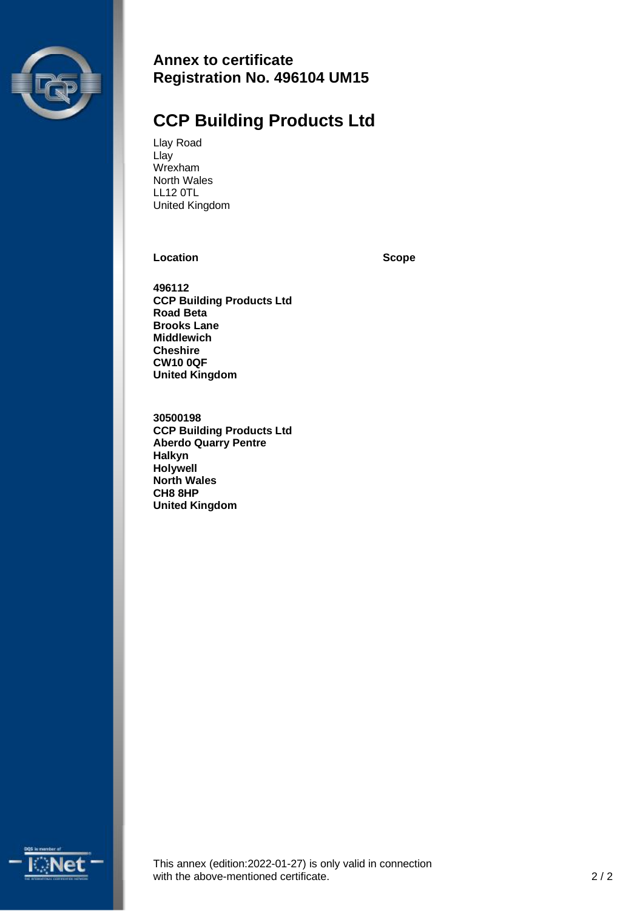**Annex to certificate**
**Registration No. 496104 UM15**

# CCP Building Products Ltd

Llay Road
Llay
Wrexham
North Wales
LL12 0TL
United Kingdom

| Location | Scope |
|---|---|
| **496112**<br>**CCP Building Products Ltd**<br>**Road Beta**<br>**Brooks Lane**<br>**Middlewich**<br>**Cheshire**<br>**CW10 0QF**<br>**United Kingdom** | |
| **30500198**<br>**CCP Building Products Ltd**<br>**Aberdo Quarry Pentre**<br>**Halkyn**<br>**Holywell**<br>**North Wales**<br>**CH8 8HP**<br>**United Kingdom** | |

This annex (edition:2022-01-27) is only valid in connection with the above-mentioned certificate.